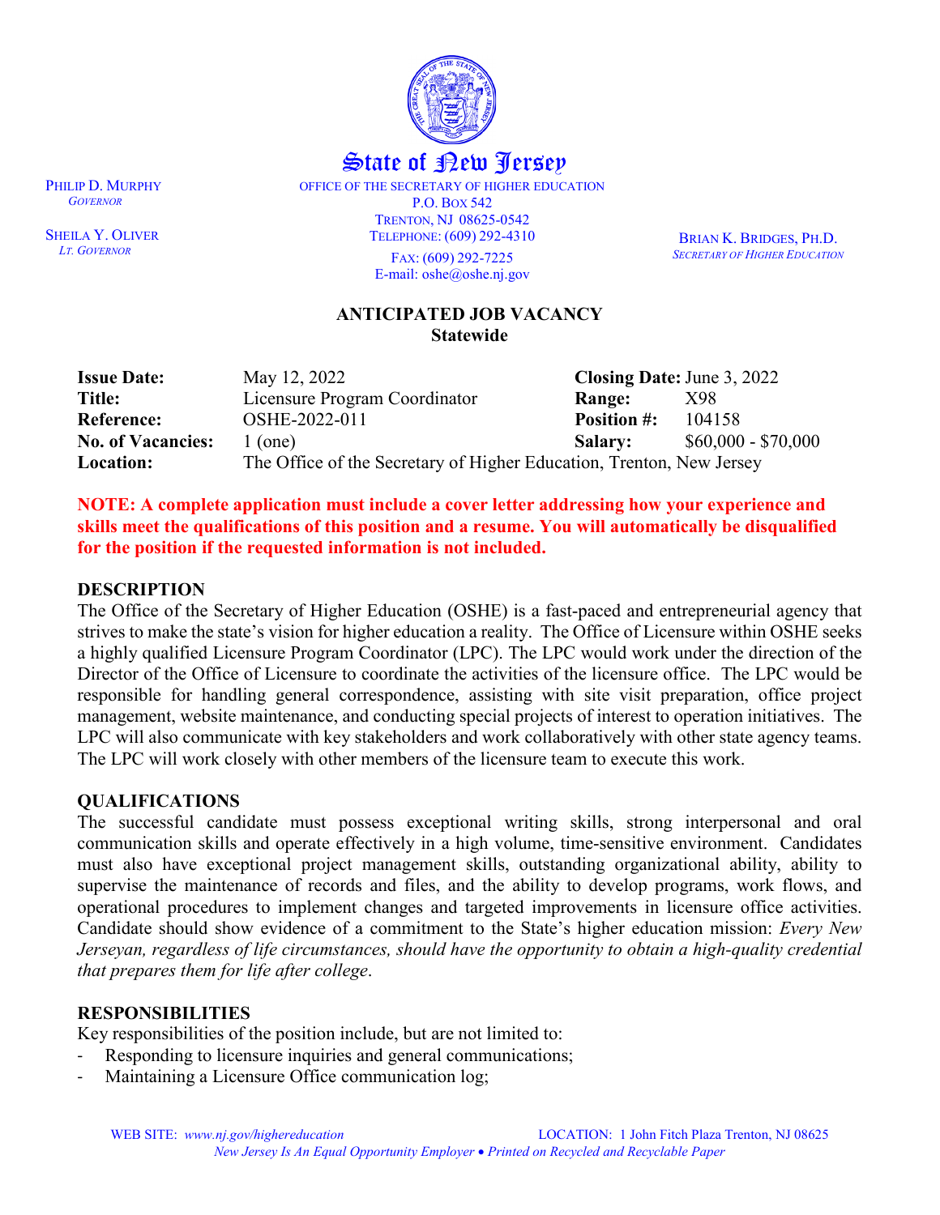# State of New Jersey

OFFICE OF THE SECRETARY OF HIGHER EDUCATION
P.O. Box 542
Trenton, NJ 08625-0542
Telephone: (609) 292-4310
Fax: (609) 292-7225
E-mail: oshe@oshe.nj.gov

PHILIP D. MURPHY
*Governor*

SHEILA Y. OLIVER
*Lt. Governor*

BRIAN K. BRIDGES, PH.D.
*Secretary of Higher Education*

## ANTICIPATED JOB VACANCY
**Statewide**

| | | | |
|---|---|---|---|
| **Issue Date:** | May 12, 2022 | **Closing Date:** | June 3, 2022 |
| **Title:** | Licensure Program Coordinator | **Range:** | X98 |
| **Reference:** | OSHE-2022-011 | **Position #:** | 104158 |
| **No. of Vacancies:** | 1 (one) | **Salary:** | $60,000 - $70,000 |
| **Location:** | The Office of the Secretary of Higher Education, Trenton, New Jersey | | |

**NOTE: A complete application must include a cover letter addressing how your experience and skills meet the qualifications of this position and a resume. You will automatically be disqualified for the position if the requested information is not included.**

### DESCRIPTION

The Office of the Secretary of Higher Education (OSHE) is a fast-paced and entrepreneurial agency that strives to make the state's vision for higher education a reality. The Office of Licensure within OSHE seeks a highly qualified Licensure Program Coordinator (LPC). The LPC would work under the direction of the Director of the Office of Licensure to coordinate the activities of the licensure office. The LPC would be responsible for handling general correspondence, assisting with site visit preparation, office project management, website maintenance, and conducting special projects of interest to operation initiatives. The LPC will also communicate with key stakeholders and work collaboratively with other state agency teams. The LPC will work closely with other members of the licensure team to execute this work.

### QUALIFICATIONS

The successful candidate must possess exceptional writing skills, strong interpersonal and oral communication skills and operate effectively in a high volume, time-sensitive environment. Candidates must also have exceptional project management skills, outstanding organizational ability, ability to supervise the maintenance of records and files, and the ability to develop programs, work flows, and operational procedures to implement changes and targeted improvements in licensure office activities. Candidate should show evidence of a commitment to the State's higher education mission: *Every New Jerseyan, regardless of life circumstances, should have the opportunity to obtain a high-quality credential that prepares them for life after college*.

### RESPONSIBILITIES

Key responsibilities of the position include, but are not limited to:

- Responding to licensure inquiries and general communications;
- Maintaining a Licensure Office communication log;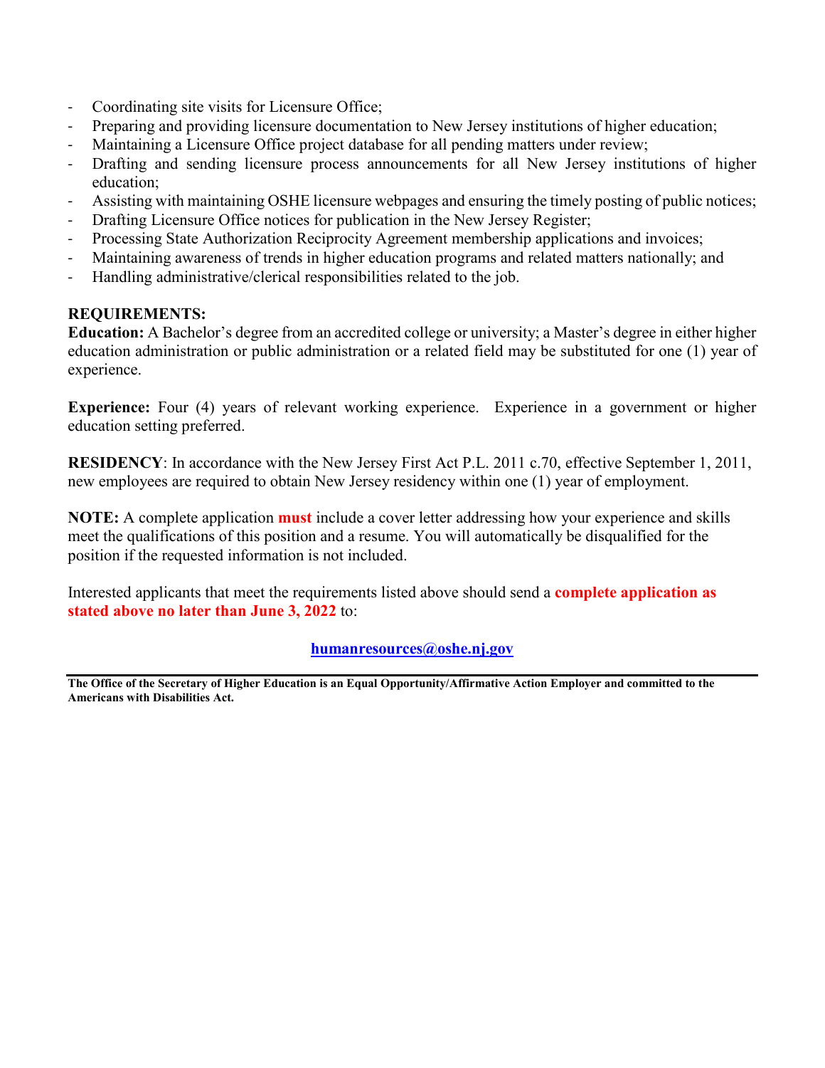- Coordinating site visits for Licensure Office;
- Preparing and providing licensure documentation to New Jersey institutions of higher education;
- Maintaining a Licensure Office project database for all pending matters under review;
- Drafting and sending licensure process announcements for all New Jersey institutions of higher education;
- Assisting with maintaining OSHE licensure webpages and ensuring the timely posting of public notices;
- Drafting Licensure Office notices for publication in the New Jersey Register;
- Processing State Authorization Reciprocity Agreement membership applications and invoices;
- Maintaining awareness of trends in higher education programs and related matters nationally; and
- Handling administrative/clerical responsibilities related to the job.

**REQUIREMENTS:**
**Education:** A Bachelor's degree from an accredited college or university; a Master's degree in either higher education administration or public administration or a related field may be substituted for one (1) year of experience.

**Experience:** Four (4) years of relevant working experience. Experience in a government or higher education setting preferred.

**RESIDENCY**: In accordance with the New Jersey First Act P.L. 2011 c.70, effective September 1, 2011, new employees are required to obtain New Jersey residency within one (1) year of employment.

**NOTE:** A complete application **must** include a cover letter addressing how your experience and skills meet the qualifications of this position and a resume. You will automatically be disqualified for the position if the requested information is not included.

Interested applicants that meet the requirements listed above should send a **complete application as stated above no later than June 3, 2022** to:

**humanresources@oshe.nj.gov**

---

**The Office of the Secretary of Higher Education is an Equal Opportunity/Affirmative Action Employer and committed to the Americans with Disabilities Act.**